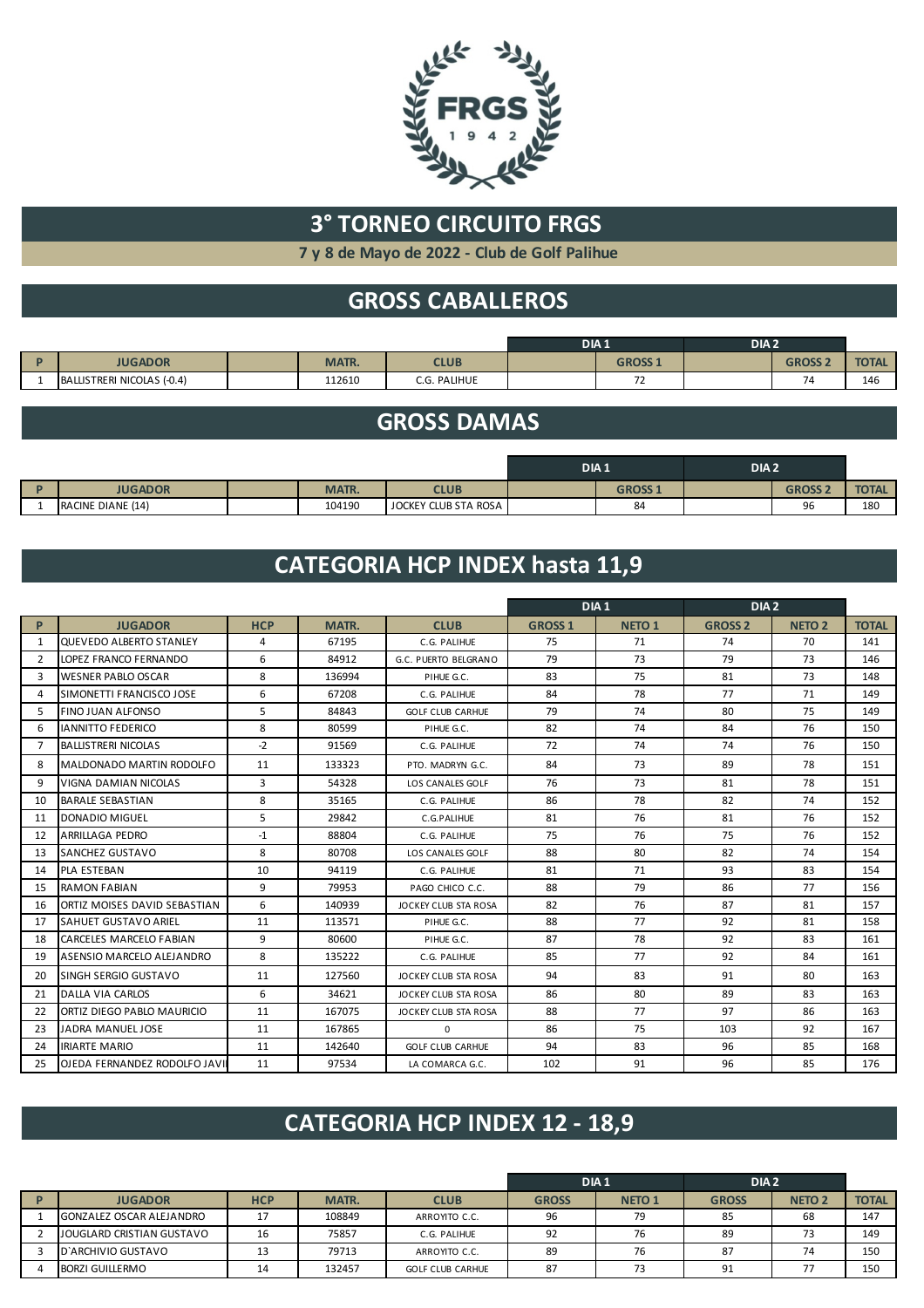FRGS 1942

# 3° TORNEO CIRCUITO FRGS

**7 y 8 de Mayo de 2022 - Club de Golf Palihue**

## GROSS CABALLEROS

| | | | | | DIA 1 | | DIA 2 | | |
|---|---|---|---|---|---|---|---|---|---|
| P | JUGADOR | | MATR. | CLUB | | GROSS 1 | | GROSS 2 | TOTAL |
| 1 | BALLISTRERI NICOLAS (-0.4) | | 112610 | C.G. PALIHUE | | 72 | | 74 | 146 |

## GROSS DAMAS

| | | | | | DIA 1 | | DIA 2 | | |
|---|---|---|---|---|---|---|---|---|---|
| P | JUGADOR | | MATR. | CLUB | | GROSS 1 | | GROSS 2 | TOTAL |
| 1 | RACINE DIANE (14) | | 104190 | JOCKEY CLUB STA ROSA | | 84 | | 96 | 180 |

## CATEGORIA HCP INDEX hasta 11,9

| | | | | | DIA 1 | | DIA 2 | | |
|---|---|---|---|---|---|---|---|---|---|
| P | JUGADOR | HCP | MATR. | CLUB | GROSS 1 | NETO 1 | GROSS 2 | NETO 2 | TOTAL |
| 1 | QUEVEDO ALBERTO STANLEY | 4 | 67195 | C.G. PALIHUE | 75 | 71 | 74 | 70 | 141 |
| 2 | LOPEZ FRANCO FERNANDO | 6 | 84912 | G.C. PUERTO BELGRANO | 79 | 73 | 79 | 73 | 146 |
| 3 | WESNER PABLO OSCAR | 8 | 136994 | PIHUE G.C. | 83 | 75 | 81 | 73 | 148 |
| 4 | SIMONETTI FRANCISCO JOSE | 6 | 67208 | C.G. PALIHUE | 84 | 78 | 77 | 71 | 149 |
| 5 | FINO JUAN ALFONSO | 5 | 84843 | GOLF CLUB CARHUE | 79 | 74 | 80 | 75 | 149 |
| 6 | IANNITTO FEDERICO | 8 | 80599 | PIHUE G.C. | 82 | 74 | 84 | 76 | 150 |
| 7 | BALLISTRERI NICOLAS | -2 | 91569 | C.G. PALIHUE | 72 | 74 | 74 | 76 | 150 |
| 8 | MALDONADO MARTIN RODOLFO | 11 | 133323 | PTO. MADRYN G.C. | 84 | 73 | 89 | 78 | 151 |
| 9 | VIGNA DAMIAN NICOLAS | 3 | 54328 | LOS CANALES GOLF | 76 | 73 | 81 | 78 | 151 |
| 10 | BARALE SEBASTIAN | 8 | 35165 | C.G. PALIHUE | 86 | 78 | 82 | 74 | 152 |
| 11 | DONADIO MIGUEL | 5 | 29842 | C.G.PALIHUE | 81 | 76 | 81 | 76 | 152 |
| 12 | ARRILLAGA PEDRO | -1 | 88804 | C.G. PALIHUE | 75 | 76 | 75 | 76 | 152 |
| 13 | SANCHEZ GUSTAVO | 8 | 80708 | LOS CANALES GOLF | 88 | 80 | 82 | 74 | 154 |
| 14 | PLA ESTEBAN | 10 | 94119 | C.G. PALIHUE | 81 | 71 | 93 | 83 | 154 |
| 15 | RAMON FABIAN | 9 | 79953 | PAGO CHICO C.C. | 88 | 79 | 86 | 77 | 156 |
| 16 | ORTIZ MOISES DAVID SEBASTIAN | 6 | 140939 | JOCKEY CLUB STA ROSA | 82 | 76 | 87 | 81 | 157 |
| 17 | SAHUET GUSTAVO ARIEL | 11 | 113571 | PIHUE G.C. | 88 | 77 | 92 | 81 | 158 |
| 18 | CARCELES MARCELO FABIAN | 9 | 80600 | PIHUE G.C. | 87 | 78 | 92 | 83 | 161 |
| 19 | ASENSIO MARCELO ALEJANDRO | 8 | 135222 | C.G. PALIHUE | 85 | 77 | 92 | 84 | 161 |
| 20 | SINGH SERGIO GUSTAVO | 11 | 127560 | JOCKEY CLUB STA ROSA | 94 | 83 | 91 | 80 | 163 |
| 21 | DALLA VIA CARLOS | 6 | 34621 | JOCKEY CLUB STA ROSA | 86 | 80 | 89 | 83 | 163 |
| 22 | ORTIZ DIEGO PABLO MAURICIO | 11 | 167075 | JOCKEY CLUB STA ROSA | 88 | 77 | 97 | 86 | 163 |
| 23 | JADRA MANUEL JOSE | 11 | 167865 | 0 | 86 | 75 | 103 | 92 | 167 |
| 24 | IRIARTE MARIO | 11 | 142640 | GOLF CLUB CARHUE | 94 | 83 | 96 | 85 | 168 |
| 25 | OJEDA FERNANDEZ RODOLFO JAVI | 11 | 97534 | LA COMARCA G.C. | 102 | 91 | 96 | 85 | 176 |

## CATEGORIA HCP INDEX 12 - 18,9

| | | | | | DIA 1 | | DIA 2 | | |
|---|---|---|---|---|---|---|---|---|---|
| P | JUGADOR | HCP | MATR. | CLUB | GROSS | NETO 1 | GROSS | NETO 2 | TOTAL |
| 1 | GONZALEZ OSCAR ALEJANDRO | 17 | 108849 | ARROYITO C.C. | 96 | 79 | 85 | 68 | 147 |
| 2 | JOUGLARD CRISTIAN GUSTAVO | 16 | 75857 | C.G. PALIHUE | 92 | 76 | 89 | 73 | 149 |
| 3 | D`ARCHIVIO GUSTAVO | 13 | 79713 | ARROYITO C.C. | 89 | 76 | 87 | 74 | 150 |
| 4 | BORZI GUILLERMO | 14 | 132457 | GOLF CLUB CARHUE | 87 | 73 | 91 | 77 | 150 |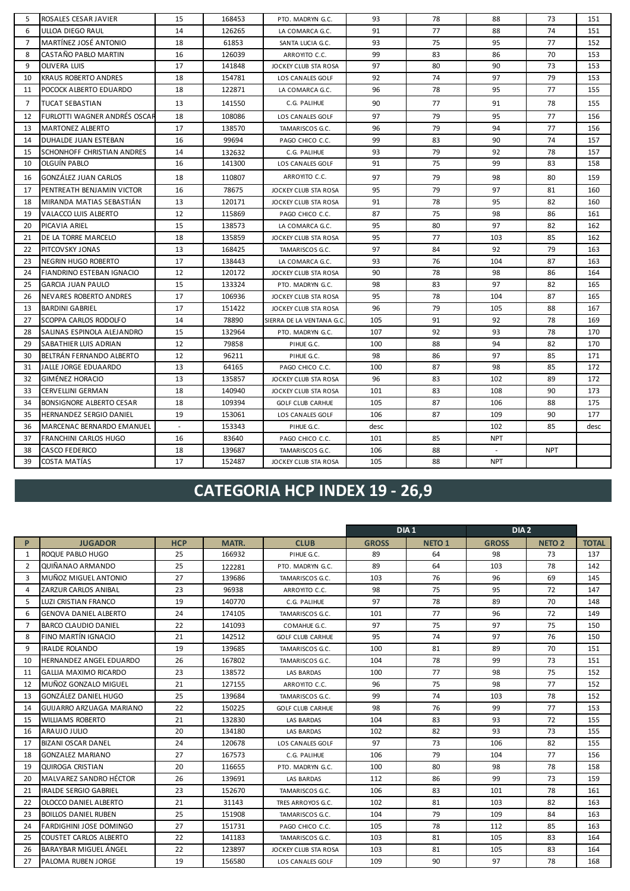| | | | | | | | | | |
|---|---|---|---|---|---|---|---|---|---|
| 5 | ROSALES CESAR JAVIER | 15 | 168453 | PTO. MADRYN G.C. | 93 | 78 | 88 | 73 | 151 |
| 6 | ULLOA DIEGO RAUL | 14 | 126265 | LA COMARCA G.C. | 91 | 77 | 88 | 74 | 151 |
| 7 | MARTÍNEZ JOSÉ ANTONIO | 18 | 61853 | SANTA LUCIA G.C. | 93 | 75 | 95 | 77 | 152 |
| 8 | CASTAÑO PABLO MARTIN | 16 | 126039 | ARROYITO C.C. | 99 | 83 | 86 | 70 | 153 |
| 9 | OLIVERA LUIS | 17 | 141848 | JOCKEY CLUB STA ROSA | 97 | 80 | 90 | 73 | 153 |
| 10 | KRAUS ROBERTO ANDRES | 18 | 154781 | LOS CANALES GOLF | 92 | 74 | 97 | 79 | 153 |
| 11 | POCOCK ALBERTO EDUARDO | 18 | 122871 | LA COMARCA G.C. | 96 | 78 | 95 | 77 | 155 |
| 7 | TUCAT SEBASTIAN | 13 | 141550 | C.G. PALIHUE | 90 | 77 | 91 | 78 | 155 |
| 12 | FURLOTTI WAGNER ANDRÉS OSCAR | 18 | 108086 | LOS CANALES GOLF | 97 | 79 | 95 | 77 | 156 |
| 13 | MARTONEZ ALBERTO | 17 | 138570 | TAMARISCOS G.C. | 96 | 79 | 94 | 77 | 156 |
| 14 | DUHALDE JUAN ESTEBAN | 16 | 99694 | PAGO CHICO C.C. | 99 | 83 | 90 | 74 | 157 |
| 15 | SCHONHOFF CHRISTIAN ANDRES | 14 | 132632 | C.G. PALIHUE | 93 | 79 | 92 | 78 | 157 |
| 10 | OLGUÍN PABLO | 16 | 141300 | LOS CANALES GOLF | 91 | 75 | 99 | 83 | 158 |
| 16 | GONZÁLEZ JUAN CARLOS | 18 | 110807 | ARROYITO C.C. | 97 | 79 | 98 | 80 | 159 |
| 17 | PENTREATH BENJAMIN VICTOR | 16 | 78675 | JOCKEY CLUB STA ROSA | 95 | 79 | 97 | 81 | 160 |
| 18 | MIRANDA MATIAS SEBASTIÁN | 13 | 120171 | JOCKEY CLUB STA ROSA | 91 | 78 | 95 | 82 | 160 |
| 19 | VALACCO LUIS ALBERTO | 12 | 115869 | PAGO CHICO C.C. | 87 | 75 | 98 | 86 | 161 |
| 20 | PICAVIA ARIEL | 15 | 138573 | LA COMARCA G.C. | 95 | 80 | 97 | 82 | 162 |
| 21 | DE LA TORRE MARCELO | 18 | 135859 | JOCKEY CLUB STA ROSA | 95 | 77 | 103 | 85 | 162 |
| 22 | PITCOVSKY JONAS | 13 | 168425 | TAMARISCOS G.C. | 97 | 84 | 92 | 79 | 163 |
| 23 | NEGRIN HUGO ROBERTO | 17 | 138443 | LA COMARCA G.C. | 93 | 76 | 104 | 87 | 163 |
| 24 | FIANDRINO ESTEBAN IGNACIO | 12 | 120172 | JOCKEY CLUB STA ROSA | 90 | 78 | 98 | 86 | 164 |
| 25 | GARCIA JUAN PAULO | 15 | 133324 | PTO. MADRYN G.C. | 98 | 83 | 97 | 82 | 165 |
| 26 | NEVARES ROBERTO ANDRES | 17 | 106936 | JOCKEY CLUB STA ROSA | 95 | 78 | 104 | 87 | 165 |
| 13 | BARDINI GABRIEL | 17 | 151422 | JOCKEY CLUB STA ROSA | 96 | 79 | 105 | 88 | 167 |
| 27 | SCOPPA CARLOS RODOLFO | 14 | 78890 | SIERRA DE LA VENTANA G.C. | 105 | 91 | 92 | 78 | 169 |
| 28 | SALINAS ESPINOLA ALEJANDRO | 15 | 132964 | PTO. MADRYN G.C. | 107 | 92 | 93 | 78 | 170 |
| 29 | SABATHIER LUIS ADRIAN | 12 | 79858 | PIHUE G.C. | 100 | 88 | 94 | 82 | 170 |
| 30 | BELTRÁN FERNANDO ALBERTO | 12 | 96211 | PIHUE G.C. | 98 | 86 | 97 | 85 | 171 |
| 31 | JALLE JORGE EDUAARDO | 13 | 64165 | PAGO CHICO C.C. | 100 | 87 | 98 | 85 | 172 |
| 32 | GIMÉNEZ HORACIO | 13 | 135857 | JOCKEY CLUB STA ROSA | 96 | 83 | 102 | 89 | 172 |
| 33 | CERVELLINI GERMAN | 18 | 140940 | JOCKEY CLUB STA ROSA | 101 | 83 | 108 | 90 | 173 |
| 34 | BONSIGNORE ALBERTO CESAR | 18 | 109394 | GOLF CLUB CARHUE | 105 | 87 | 106 | 88 | 175 |
| 35 | HERNANDEZ SERGIO DANIEL | 19 | 153061 | LOS CANALES GOLF | 106 | 87 | 109 | 90 | 177 |
| 36 | MARCENAC BERNARDO EMANUEL | - | 153343 | PIHUE G.C. | desc | | 102 | 85 | desc |
| 37 | FRANCHINI CARLOS HUGO | 16 | 83640 | PAGO CHICO C.C. | 101 | 85 | NPT | | |
| 38 | CASCO FEDERICO | 18 | 139687 | TAMARISCOS G.C. | 106 | 88 | - | NPT | |
| 39 | COSTA MATÍAS | 17 | 152487 | JOCKEY CLUB STA ROSA | 105 | 88 | NPT | | |

# CATEGORIA HCP INDEX 19 - 26,9

| | | | | | DIA 1 | | DIA 2 | | |
|---|---|---|---|---|---|---|---|---|---|
| **P** | **JUGADOR** | **HCP** | **MATR.** | **CLUB** | **GROSS** | **NETO 1** | **GROSS** | **NETO 2** | **TOTAL** |
| 1 | ROQUE PABLO HUGO | 25 | 166932 | PIHUE G.C. | 89 | 64 | 98 | 73 | 137 |
| 2 | QUIÑANAO ARMANDO | 25 | 122281 | PTO. MADRYN G.C. | 89 | 64 | 103 | 78 | 142 |
| 3 | MUÑOZ MIGUEL ANTONIO | 27 | 139686 | TAMARISCOS G.C. | 103 | 76 | 96 | 69 | 145 |
| 4 | ZARZUR CARLOS ANIBAL | 23 | 96938 | ARROYITO C.C. | 98 | 75 | 95 | 72 | 147 |
| 5 | LUZI CRISTIAN FRANCO | 19 | 140770 | C.G. PALIHUE | 97 | 78 | 89 | 70 | 148 |
| 6 | GENOVA DANIEL ALBERTO | 24 | 174105 | TAMARISCOS G.C. | 101 | 77 | 96 | 72 | 149 |
| 7 | BARCO CLAUDIO DANIEL | 22 | 141093 | COMAHUE G.C. | 97 | 75 | 97 | 75 | 150 |
| 8 | FINO MARTÍN IGNACIO | 21 | 142512 | GOLF CLUB CARHUE | 95 | 74 | 97 | 76 | 150 |
| 9 | IRALDE ROLANDO | 19 | 139685 | TAMARISCOS G.C. | 100 | 81 | 89 | 70 | 151 |
| 10 | HERNANDEZ ANGEL EDUARDO | 26 | 167802 | TAMARISCOS G.C. | 104 | 78 | 99 | 73 | 151 |
| 11 | GALLIA MAXIMO RICARDO | 23 | 138572 | LAS BARDAS | 100 | 77 | 98 | 75 | 152 |
| 12 | MUÑOZ GONZALO MIGUEL | 21 | 127155 | ARROYITO C.C. | 96 | 75 | 98 | 77 | 152 |
| 13 | GONZÁLEZ DANIEL HUGO | 25 | 139684 | TAMARISCOS G.C. | 99 | 74 | 103 | 78 | 152 |
| 14 | GUIJARRO ARZUAGA MARIANO | 22 | 150225 | GOLF CLUB CARHUE | 98 | 76 | 99 | 77 | 153 |
| 15 | WILLIAMS ROBERTO | 21 | 132830 | LAS BARDAS | 104 | 83 | 93 | 72 | 155 |
| 16 | ARAUJO JULIO | 20 | 134180 | LAS BARDAS | 102 | 82 | 93 | 73 | 155 |
| 17 | BIZANI OSCAR DANEL | 24 | 120678 | LOS CANALES GOLF | 97 | 73 | 106 | 82 | 155 |
| 18 | GONZALEZ MARIANO | 27 | 167573 | C.G. PALIHUE | 106 | 79 | 104 | 77 | 156 |
| 19 | QUIROGA CRISTIAN | 20 | 116655 | PTO. MADRYN G.C. | 100 | 80 | 98 | 78 | 158 |
| 20 | MALVAREZ SANDRO HÉCTOR | 26 | 139691 | LAS BARDAS | 112 | 86 | 99 | 73 | 159 |
| 21 | IRALDE SERGIO GABRIEL | 23 | 152670 | TAMARISCOS G.C. | 106 | 83 | 101 | 78 | 161 |
| 22 | OLOCCO DANIEL ALBERTO | 21 | 31143 | TRES ARROYOS G.C. | 102 | 81 | 103 | 82 | 163 |
| 23 | BOILLOS DANIEL RUBEN | 25 | 151908 | TAMARISCOS G.C. | 104 | 79 | 109 | 84 | 163 |
| 24 | FARDIGHINI JOSE DOMINGO | 27 | 151731 | PAGO CHICO C.C. | 105 | 78 | 112 | 85 | 163 |
| 25 | COUSTET CARLOS ALBERTO | 22 | 141183 | TAMARISCOS G.C. | 103 | 81 | 105 | 83 | 164 |
| 26 | BARAYBAR MIGUEL ÁNGEL | 22 | 123897 | JOCKEY CLUB STA ROSA | 103 | 81 | 105 | 83 | 164 |
| 27 | PALOMA RUBEN JORGE | 19 | 156580 | LOS CANALES GOLF | 109 | 90 | 97 | 78 | 168 |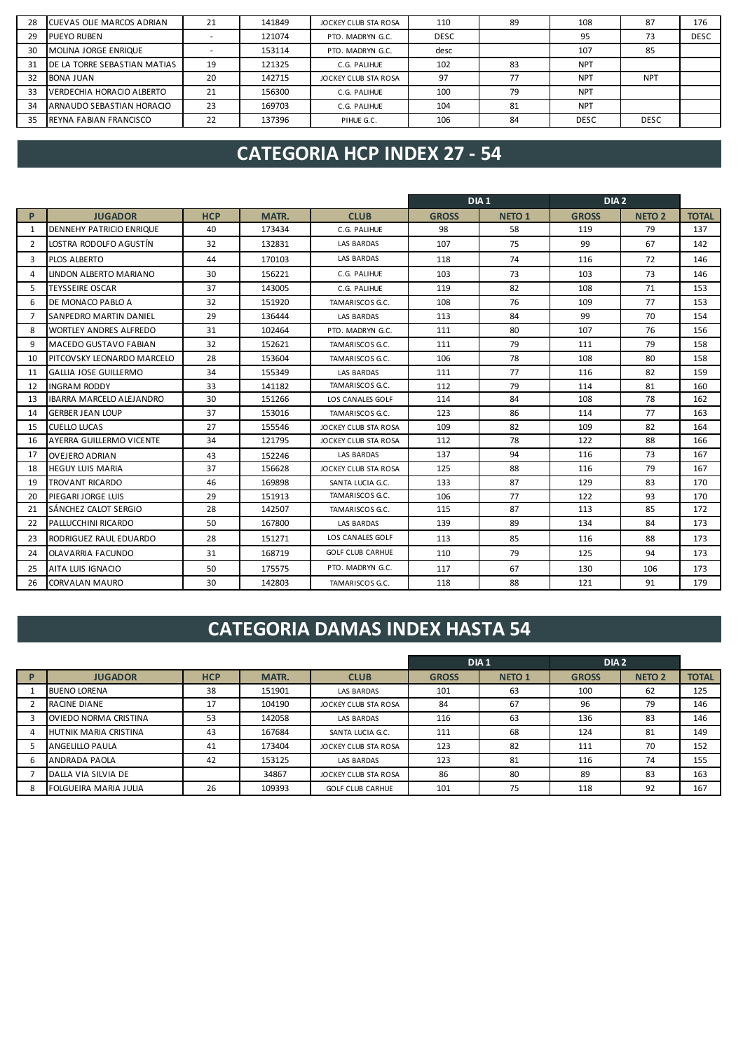| 28 | CUEVAS OLIE MARCOS ADRIAN | 21 | 141849 | JOCKEY CLUB STA ROSA | 110 | 89 | 108 | 87 | 176 |
|---|---|---|---|---|---|---|---|---|---|
| 29 | PUEYO RUBEN | - | 121074 | PTO. MADRYN G.C. | DESC | | 95 | 73 | DESC |
| 30 | MOLINA JORGE ENRIQUE | - | 153114 | PTO. MADRYN G.C. | desc | | 107 | 85 | |
| 31 | DE LA TORRE SEBASTIAN MATIAS | 19 | 121325 | C.G. PALIHUE | 102 | 83 | NPT | | |
| 32 | BONA JUAN | 20 | 142715 | JOCKEY CLUB STA ROSA | 97 | 77 | NPT | NPT | |
| 33 | VERDECHIA HORACIO ALBERTO | 21 | 156300 | C.G. PALIHUE | 100 | 79 | NPT | | |
| 34 | ARNAUDO SEBASTIAN HORACIO | 23 | 169703 | C.G. PALIHUE | 104 | 81 | NPT | | |
| 35 | REYNA FABIAN FRANCISCO | 22 | 137396 | PIHUE G.C. | 106 | 84 | DESC | DESC | |

## CATEGORIA HCP INDEX 27 - 54

| | | | | | DIA 1 | | DIA 2 | | |
|---|---|---|---|---|---|---|---|---|---|
| **P** | **JUGADOR** | **HCP** | **MATR.** | **CLUB** | **GROSS** | **NETO 1** | **GROSS** | **NETO 2** | **TOTAL** |
| 1 | DENNEHY PATRICIO ENRIQUE | 40 | 173434 | C.G. PALIHUE | 98 | 58 | 119 | 79 | 137 |
| 2 | LOSTRA RODOLFO AGUSTÍN | 32 | 132831 | LAS BARDAS | 107 | 75 | 99 | 67 | 142 |
| 3 | PLOS ALBERTO | 44 | 170103 | LAS BARDAS | 118 | 74 | 116 | 72 | 146 |
| 4 | LINDON ALBERTO MARIANO | 30 | 156221 | C.G. PALIHUE | 103 | 73 | 103 | 73 | 146 |
| 5 | TEYSSEIRE OSCAR | 37 | 143005 | C.G. PALIHUE | 119 | 82 | 108 | 71 | 153 |
| 6 | DE MONACO PABLO A | 32 | 151920 | TAMARISCOS G.C. | 108 | 76 | 109 | 77 | 153 |
| 7 | SANPEDRO MARTIN DANIEL | 29 | 136444 | LAS BARDAS | 113 | 84 | 99 | 70 | 154 |
| 8 | WORTLEY ANDRES ALFREDO | 31 | 102464 | PTO. MADRYN G.C. | 111 | 80 | 107 | 76 | 156 |
| 9 | MACEDO GUSTAVO FABIAN | 32 | 152621 | TAMARISCOS G.C. | 111 | 79 | 111 | 79 | 158 |
| 10 | PITCOVSKY LEONARDO MARCELO | 28 | 153604 | TAMARISCOS G.C. | 106 | 78 | 108 | 80 | 158 |
| 11 | GALLIA JOSE GUILLERMO | 34 | 155349 | LAS BARDAS | 111 | 77 | 116 | 82 | 159 |
| 12 | INGRAM RODDY | 33 | 141182 | TAMARISCOS G.C. | 112 | 79 | 114 | 81 | 160 |
| 13 | IBARRA MARCELO ALEJANDRO | 30 | 151266 | LOS CANALES GOLF | 114 | 84 | 108 | 78 | 162 |
| 14 | GERBER JEAN LOUP | 37 | 153016 | TAMARISCOS G.C. | 123 | 86 | 114 | 77 | 163 |
| 15 | CUELLO LUCAS | 27 | 155546 | JOCKEY CLUB STA ROSA | 109 | 82 | 109 | 82 | 164 |
| 16 | AYERRA GUILLERMO VICENTE | 34 | 121795 | JOCKEY CLUB STA ROSA | 112 | 78 | 122 | 88 | 166 |
| 17 | OVEJERO ADRIAN | 43 | 152246 | LAS BARDAS | 137 | 94 | 116 | 73 | 167 |
| 18 | HEGUY LUIS MARIA | 37 | 156628 | JOCKEY CLUB STA ROSA | 125 | 88 | 116 | 79 | 167 |
| 19 | TROVANT RICARDO | 46 | 169898 | SANTA LUCIA G.C. | 133 | 87 | 129 | 83 | 170 |
| 20 | PIEGARI JORGE LUIS | 29 | 151913 | TAMARISCOS G.C. | 106 | 77 | 122 | 93 | 170 |
| 21 | SÁNCHEZ CALOT SERGIO | 28 | 142507 | TAMARISCOS G.C. | 115 | 87 | 113 | 85 | 172 |
| 22 | PALLUCCHINI RICARDO | 50 | 167800 | LAS BARDAS | 139 | 89 | 134 | 84 | 173 |
| 23 | RODRIGUEZ RAUL EDUARDO | 28 | 151271 | LOS CANALES GOLF | 113 | 85 | 116 | 88 | 173 |
| 24 | OLAVARRIA FACUNDO | 31 | 168719 | GOLF CLUB CARHUE | 110 | 79 | 125 | 94 | 173 |
| 25 | AITA LUIS IGNACIO | 50 | 175575 | PTO. MADRYN G.C. | 117 | 67 | 130 | 106 | 173 |
| 26 | CORVALAN MAURO | 30 | 142803 | TAMARISCOS G.C. | 118 | 88 | 121 | 91 | 179 |

## CATEGORIA DAMAS INDEX HASTA 54

| | | | | | DIA 1 | | DIA 2 | | |
|---|---|---|---|---|---|---|---|---|---|
| **P** | **JUGADOR** | **HCP** | **MATR.** | **CLUB** | **GROSS** | **NETO 1** | **GROSS** | **NETO 2** | **TOTAL** |
| 1 | BUENO LORENA | 38 | 151901 | LAS BARDAS | 101 | 63 | 100 | 62 | 125 |
| 2 | RACINE DIANE | 17 | 104190 | JOCKEY CLUB STA ROSA | 84 | 67 | 96 | 79 | 146 |
| 3 | OVIEDO NORMA CRISTINA | 53 | 142058 | LAS BARDAS | 116 | 63 | 136 | 83 | 146 |
| 4 | HUTNIK MARIA CRISTINA | 43 | 167684 | SANTA LUCIA G.C. | 111 | 68 | 124 | 81 | 149 |
| 5 | ANGELILLO PAULA | 41 | 173404 | JOCKEY CLUB STA ROSA | 123 | 82 | 111 | 70 | 152 |
| 6 | ANDRADA PAOLA | 42 | 153125 | LAS BARDAS | 123 | 81 | 116 | 74 | 155 |
| 7 | DALLA VIA SILVIA DE | | 34867 | JOCKEY CLUB STA ROSA | 86 | 80 | 89 | 83 | 163 |
| 8 | FOLGUEIRA MARIA JULIA | 26 | 109393 | GOLF CLUB CARHUE | 101 | 75 | 118 | 92 | 167 |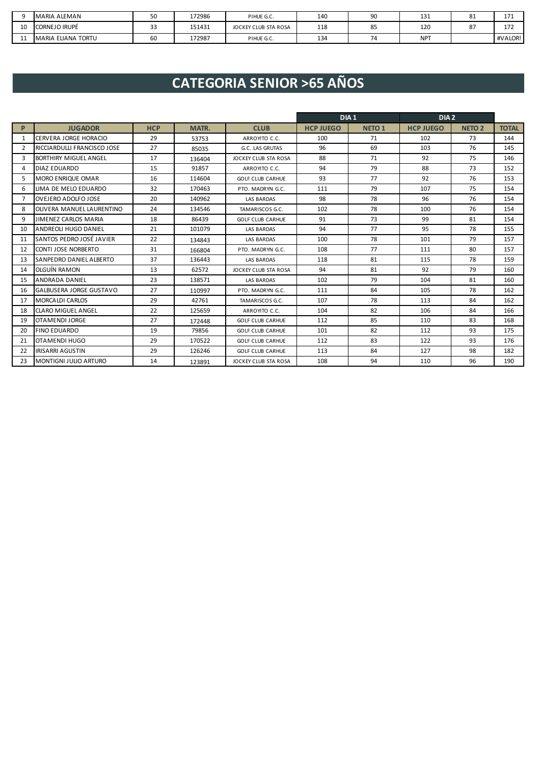| 9 | MARIA ALEMAN | 50 | 172986 | PIHUE G.C. | 140 | 90 | 131 | 81 | 171 |
|---|---|---|---|---|---|---|---|---|---|
| 10 | CORNEJO IRUPÉ | 33 | 151431 | JOCKEY CLUB STA ROSA | 118 | 85 | 120 | 87 | 172 |
| 11 | MARIA ELIANA TORTU | 60 | 172987 | PIHUE G.C. | 134 | 74 | NPT | | #VALOR! |

# CATEGORIA SENIOR >65 AÑOS

| | | | | | DIA 1 | | DIA 2 | | |
|---|---|---|---|---|---|---|---|---|---|
| **P** | **JUGADOR** | **HCP** | **MATR.** | **CLUB** | **HCP JUEGO** | **NETO 1** | **HCP JUEGO** | **NETO 2** | **TOTAL** |
| 1 | CERVERA JORGE HORACIO | 29 | 53753 | ARROYITO C.C. | 100 | 71 | 102 | 73 | 144 |
| 2 | RICCIARDULLI FRANCISCO JOSE | 27 | 85035 | G.C. LAS GRUTAS | 96 | 69 | 103 | 76 | 145 |
| 3 | BORTHIRY MIGUEL ANGEL | 17 | 136404 | JOCKEY CLUB STA ROSA | 88 | 71 | 92 | 75 | 146 |
| 4 | DIAZ EDUARDO | 15 | 91857 | ARROYITO C.C. | 94 | 79 | 88 | 73 | 152 |
| 5 | MORO ENRIQUE OMAR | 16 | 114604 | GOLF CLUB CARHUE | 93 | 77 | 92 | 76 | 153 |
| 6 | LIMA DE MELO EDUARDO | 32 | 170463 | PTO. MADRYN G.C. | 111 | 79 | 107 | 75 | 154 |
| 7 | OVEJERO ADOLFO JOSE | 20 | 140962 | LAS BARDAS | 98 | 78 | 96 | 76 | 154 |
| 8 | OLIVERA MANUEL LAURENTINO | 24 | 134546 | TAMARISCOS G.C. | 102 | 78 | 100 | 76 | 154 |
| 9 | JIMENEZ CARLOS MARIA | 18 | 86439 | GOLF CLUB CARHUE | 91 | 73 | 99 | 81 | 154 |
| 10 | ANDREOLI HUGO DANIEL | 21 | 101079 | LAS BARDAS | 94 | 77 | 95 | 78 | 155 |
| 11 | SANTOS PEDRO JOSÉ JAVIER | 22 | 134843 | LAS BARDAS | 100 | 78 | 101 | 79 | 157 |
| 12 | CONTI JOSE NORBERTO | 31 | 166804 | PTO. MADRYN G.C. | 108 | 77 | 111 | 80 | 157 |
| 13 | SANPEDRO DANIEL ALBERTO | 37 | 136443 | LAS BARDAS | 118 | 81 | 115 | 78 | 159 |
| 14 | OLGUÍN RAMON | 13 | 62572 | JOCKEY CLUB STA ROSA | 94 | 81 | 92 | 79 | 160 |
| 15 | ANDRADA DANIEL | 23 | 138571 | LAS BARDAS | 102 | 79 | 104 | 81 | 160 |
| 16 | GALBUSERA JORGE GUSTAVO | 27 | 110997 | PTO. MADRYN G.C. | 111 | 84 | 105 | 78 | 162 |
| 17 | MORCALDI CARLOS | 29 | 42761 | TAMARISCOS G.C. | 107 | 78 | 113 | 84 | 162 |
| 18 | CLARO MIGUEL ANGEL | 22 | 125659 | ARROYITO C.C. | 104 | 82 | 106 | 84 | 166 |
| 19 | OTAMENDI JORGE | 27 | 172448 | GOLF CLUB CARHUE | 112 | 85 | 110 | 83 | 168 |
| 20 | FINO EDUARDO | 19 | 79856 | GOLF CLUB CARHUE | 101 | 82 | 112 | 93 | 175 |
| 21 | OTAMENDI HUGO | 29 | 170522 | GOLF CLUB CARHUE | 112 | 83 | 122 | 93 | 176 |
| 22 | IRISARRI AGUSTIN | 29 | 126246 | GOLF CLUB CARHUE | 113 | 84 | 127 | 98 | 182 |
| 23 | MONTIGNI JULIO ARTURO | 14 | 123891 | JOCKEY CLUB STA ROSA | 108 | 94 | 110 | 96 | 190 |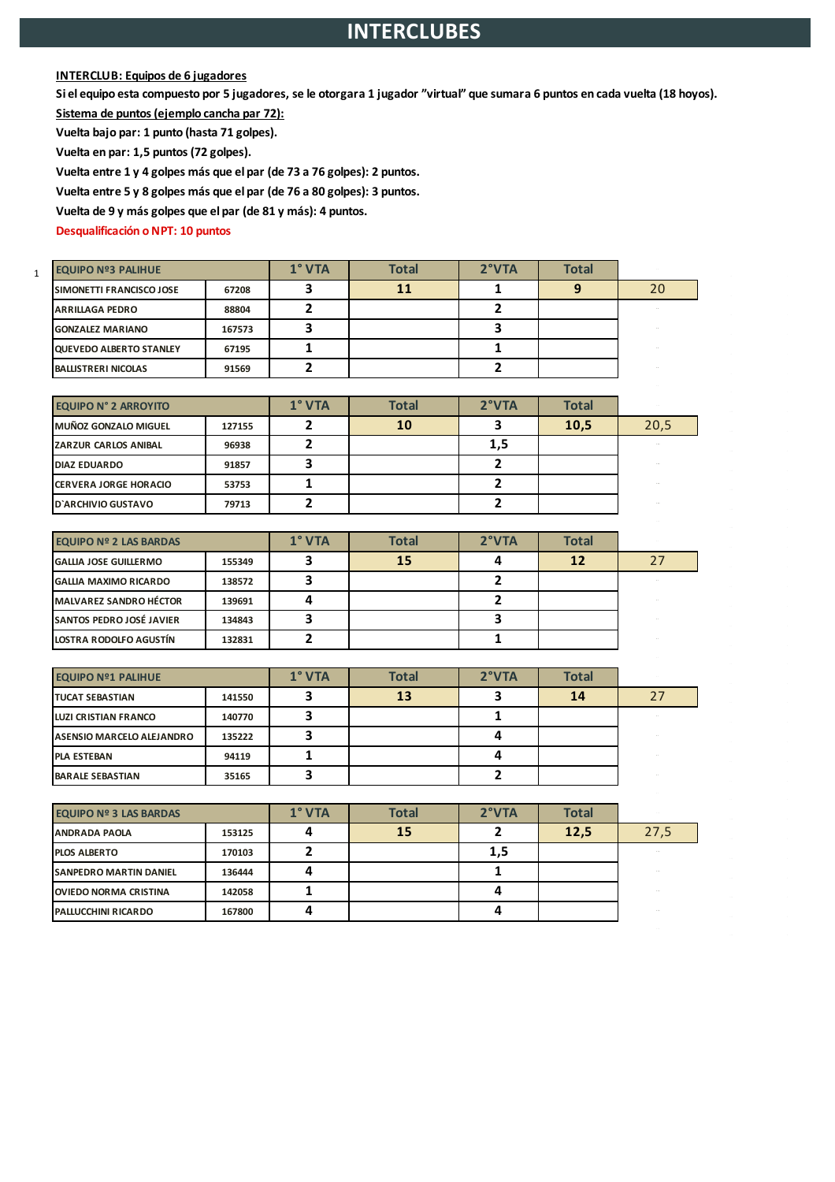# INTERCLUBES

**INTERCLUB: Equipos de 6 jugadores**

**Si el equipo esta compuesto por 5 jugadores, se le otorgara 1 jugador "virtual" que sumara 6 puntos en cada vuelta (18 hoyos).**

**Sistema de puntos (ejemplo cancha par 72):**

**Vuelta bajo par: 1 punto (hasta 71 golpes).**

**Vuelta en par: 1,5 puntos (72 golpes).**

**Vuelta entre 1 y 4 golpes más que el par (de 73 a 76 golpes): 2 puntos.**

**Vuelta entre 5 y 8 golpes más que el par (de 76 a 80 golpes): 3 puntos.**

**Vuelta de 9 y más golpes que el par (de 81 y más): 4 puntos.**

**Desqualificación o NPT: 10 puntos**

1

| EQUIPO Nº3 PALIHUE | | 1° VTA | Total | 2°VTA | Total | |
|---|---|---|---|---|---|---|
| SIMONETTI FRANCISCO JOSE | 67208 | 3 | 11 | 1 | 9 | 20 |
| ARRILLAGA PEDRO | 88804 | 2 | | 2 | | |
| GONZALEZ MARIANO | 167573 | 3 | | 3 | | |
| QUEVEDO ALBERTO STANLEY | 67195 | 1 | | 1 | | |
| BALLISTRERI NICOLAS | 91569 | 2 | | 2 | | |

| EQUIPO N° 2 ARROYITO | | 1° VTA | Total | 2°VTA | Total | |
|---|---|---|---|---|---|---|
| MUÑOZ GONZALO MIGUEL | 127155 | 2 | 10 | 3 | 10,5 | 20,5 |
| ZARZUR CARLOS ANIBAL | 96938 | 2 | | 1,5 | | |
| DIAZ EDUARDO | 91857 | 3 | | 2 | | |
| CERVERA JORGE HORACIO | 53753 | 1 | | 2 | | |
| D`ARCHIVIO GUSTAVO | 79713 | 2 | | 2 | | |

| EQUIPO Nº 2 LAS BARDAS | | 1° VTA | Total | 2°VTA | Total | |
|---|---|---|---|---|---|---|
| GALLIA JOSE GUILLERMO | 155349 | 3 | 15 | 4 | 12 | 27 |
| GALLIA MAXIMO RICARDO | 138572 | 3 | | 2 | | |
| MALVAREZ SANDRO HÉCTOR | 139691 | 4 | | 2 | | |
| SANTOS PEDRO JOSÉ JAVIER | 134843 | 3 | | 3 | | |
| LOSTRA RODOLFO AGUSTÍN | 132831 | 2 | | 1 | | |

| EQUIPO Nº1 PALIHUE | | 1° VTA | Total | 2°VTA | Total | |
|---|---|---|---|---|---|---|
| TUCAT SEBASTIAN | 141550 | 3 | 13 | 3 | 14 | 27 |
| LUZI CRISTIAN FRANCO | 140770 | 3 | | 1 | | |
| ASENSIO MARCELO ALEJANDRO | 135222 | 3 | | 4 | | |
| PLA ESTEBAN | 94119 | 1 | | 4 | | |
| BARALE SEBASTIAN | 35165 | 3 | | 2 | | |

| EQUIPO Nº 3 LAS BARDAS | | 1° VTA | Total | 2°VTA | Total | |
|---|---|---|---|---|---|---|
| ANDRADA PAOLA | 153125 | 4 | 15 | 2 | 12,5 | 27,5 |
| PLOS ALBERTO | 170103 | 2 | | 1,5 | | |
| SANPEDRO MARTIN DANIEL | 136444 | 4 | | 1 | | |
| OVIEDO NORMA CRISTINA | 142058 | 1 | | 4 | | |
| PALLUCCHINI RICARDO | 167800 | 4 | | 4 | | |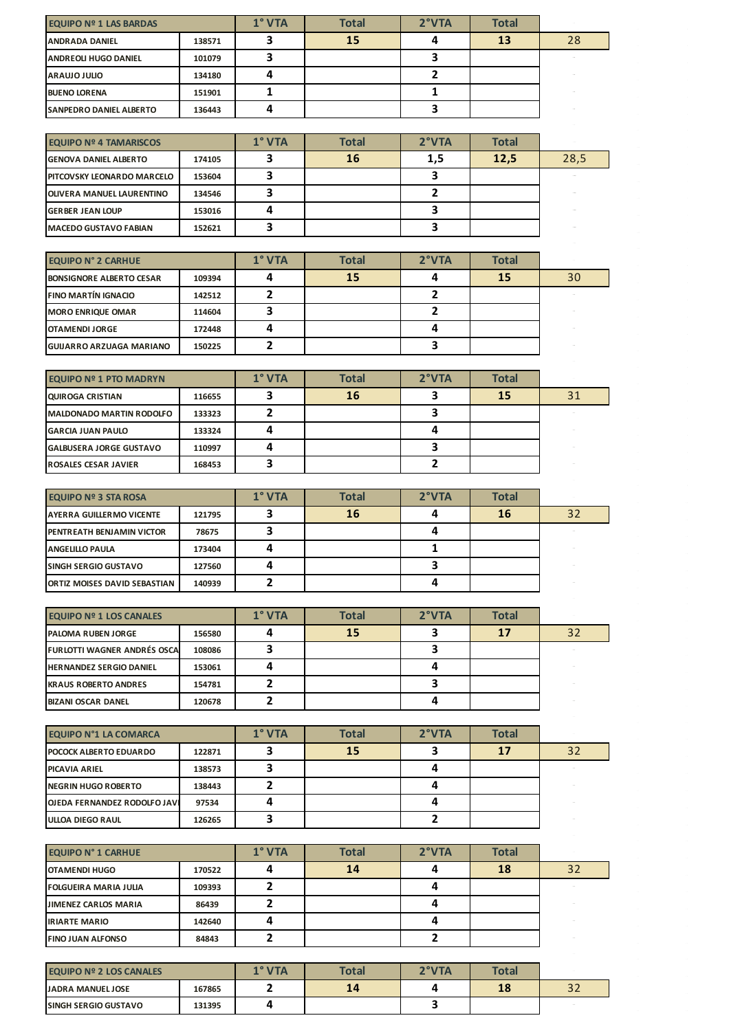| EQUIPO Nº 1 LAS BARDAS | | 1° VTA | Total | 2°VTA | Total | |
|---|---|---|---|---|---|---|
| ANDRADA DANIEL | 138571 | 3 | 15 | 4 | 13 | 28 |
| ANDREOLI HUGO DANIEL | 101079 | 3 | | 3 | | |
| ARAUJO JULIO | 134180 | 4 | | 2 | | |
| BUENO LORENA | 151901 | 1 | | 1 | | |
| SANPEDRO DANIEL ALBERTO | 136443 | 4 | | 3 | | |

| EQUIPO Nº 4 TAMARISCOS | | 1° VTA | Total | 2°VTA | Total | |
|---|---|---|---|---|---|---|
| GENOVA DANIEL ALBERTO | 174105 | 3 | 16 | 1,5 | 12,5 | 28,5 |
| PITCOVSKY LEONARDO MARCELO | 153604 | 3 | | 3 | | |
| OLIVERA MANUEL LAURENTINO | 134546 | 3 | | 2 | | |
| GERBER JEAN LOUP | 153016 | 4 | | 3 | | |
| MACEDO GUSTAVO FABIAN | 152621 | 3 | | 3 | | |

| EQUIPO N° 2 CARHUE | | 1° VTA | Total | 2°VTA | Total | |
|---|---|---|---|---|---|---|
| BONSIGNORE ALBERTO CESAR | 109394 | 4 | 15 | 4 | 15 | 30 |
| FINO MARTÍN IGNACIO | 142512 | 2 | | 2 | | |
| MORO ENRIQUE OMAR | 114604 | 3 | | 2 | | |
| OTAMENDI JORGE | 172448 | 4 | | 4 | | |
| GUIJARRO ARZUAGA MARIANO | 150225 | 2 | | 3 | | |

| EQUIPO Nº 1 PTO MADRYN | | 1° VTA | Total | 2°VTA | Total | |
|---|---|---|---|---|---|---|
| QUIROGA CRISTIAN | 116655 | 3 | 16 | 3 | 15 | 31 |
| MALDONADO MARTIN RODOLFO | 133323 | 2 | | 3 | | |
| GARCIA JUAN PAULO | 133324 | 4 | | 4 | | |
| GALBUSERA JORGE GUSTAVO | 110997 | 4 | | 3 | | |
| ROSALES CESAR JAVIER | 168453 | 3 | | 2 | | |

| EQUIPO Nº 3 STA ROSA | | 1° VTA | Total | 2°VTA | Total | |
|---|---|---|---|---|---|---|
| AYERRA GUILLERMO VICENTE | 121795 | 3 | 16 | 4 | 16 | 32 |
| PENTREATH BENJAMIN VICTOR | 78675 | 3 | | 4 | | |
| ANGELILLO PAULA | 173404 | 4 | | 1 | | |
| SINGH SERGIO GUSTAVO | 127560 | 4 | | 3 | | |
| ORTIZ MOISES DAVID SEBASTIAN | 140939 | 2 | | 4 | | |

| EQUIPO Nº 1 LOS CANALES | | 1° VTA | Total | 2°VTA | Total | |
|---|---|---|---|---|---|---|
| PALOMA RUBEN JORGE | 156580 | 4 | 15 | 3 | 17 | 32 |
| FURLOTTI WAGNER ANDRÉS OSCA | 108086 | 3 | | 3 | | |
| HERNANDEZ SERGIO DANIEL | 153061 | 4 | | 4 | | |
| KRAUS ROBERTO ANDRES | 154781 | 2 | | 3 | | |
| BIZANI OSCAR DANEL | 120678 | 2 | | 4 | | |

| EQUIPO N°1 LA COMARCA | | 1° VTA | Total | 2°VTA | Total | |
|---|---|---|---|---|---|---|
| POCOCK ALBERTO EDUARDO | 122871 | 3 | 15 | 3 | 17 | 32 |
| PICAVIA ARIEL | 138573 | 3 | | 4 | | |
| NEGRIN HUGO ROBERTO | 138443 | 2 | | 4 | | |
| OJEDA FERNANDEZ RODOLFO JAVI | 97534 | 4 | | 4 | | |
| ULLOA DIEGO RAUL | 126265 | 3 | | 2 | | |

| EQUIPO N° 1 CARHUE | | 1° VTA | Total | 2°VTA | Total | |
|---|---|---|---|---|---|---|
| OTAMENDI HUGO | 170522 | 4 | 14 | 4 | 18 | 32 |
| FOLGUEIRA MARIA JULIA | 109393 | 2 | | 4 | | |
| JIMENEZ CARLOS MARIA | 86439 | 2 | | 4 | | |
| IRIARTE MARIO | 142640 | 4 | | 4 | | |
| FINO JUAN ALFONSO | 84843 | 2 | | 2 | | |

| EQUIPO Nº 2 LOS CANALES | | 1° VTA | Total | 2°VTA | Total | |
|---|---|---|---|---|---|---|
| JADRA MANUEL JOSE | 167865 | 2 | 14 | 4 | 18 | 32 |
| SINGH SERGIO GUSTAVO | 131395 | 4 | | 3 | | |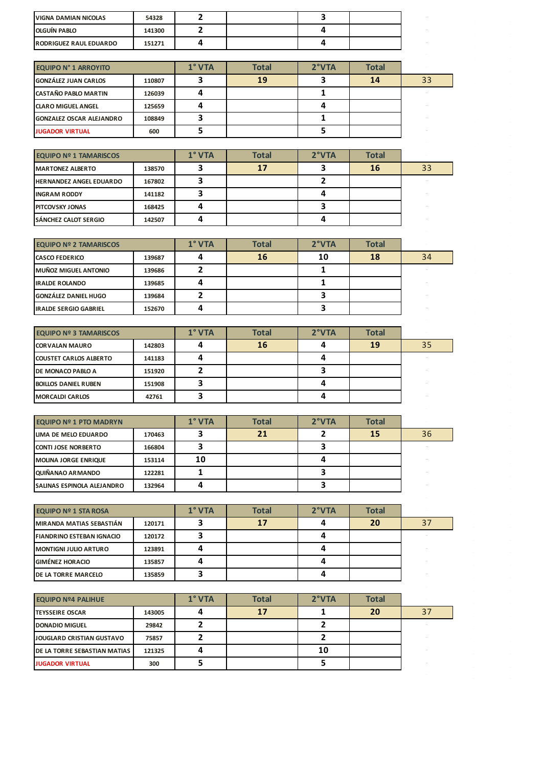| | | | | | | |
|---|---|---|---|---|---|---|
| VIGNA DAMIAN NICOLAS | 54328 | 2 | | 3 | | |
| OLGUÍN PABLO | 141300 | 2 | | 4 | | |
| RODRIGUEZ RAUL EDUARDO | 151271 | 4 | | 4 | | |

| EQUIPO N° 1 ARROYITO | | 1° VTA | Total | 2°VTA | Total | |
|---|---|---|---|---|---|---|
| GONZÁLEZ JUAN CARLOS | 110807 | 3 | 19 | 3 | 14 | 33 |
| CASTAÑO PABLO MARTIN | 126039 | 4 | | 1 | | |
| CLARO MIGUEL ANGEL | 125659 | 4 | | 4 | | |
| GONZALEZ OSCAR ALEJANDRO | 108849 | 3 | | 1 | | |
| JUGADOR VIRTUAL | 600 | 5 | | 5 | | |

| EQUIPO Nº 1 TAMARISCOS | | 1° VTA | Total | 2°VTA | Total | |
|---|---|---|---|---|---|---|
| MARTONEZ ALBERTO | 138570 | 3 | 17 | 3 | 16 | 33 |
| HERNANDEZ ANGEL EDUARDO | 167802 | 3 | | 2 | | |
| INGRAM RODDY | 141182 | 3 | | 4 | | |
| PITCOVSKY JONAS | 168425 | 4 | | 3 | | |
| SÁNCHEZ CALOT SERGIO | 142507 | 4 | | 4 | | |

| EQUIPO Nº 2 TAMARISCOS | | 1° VTA | Total | 2°VTA | Total | |
|---|---|---|---|---|---|---|
| CASCO FEDERICO | 139687 | 4 | 16 | 10 | 18 | 34 |
| MUÑOZ MIGUEL ANTONIO | 139686 | 2 | | 1 | | |
| IRALDE ROLANDO | 139685 | 4 | | 1 | | |
| GONZÁLEZ DANIEL HUGO | 139684 | 2 | | 3 | | |
| IRALDE SERGIO GABRIEL | 152670 | 4 | | 3 | | |

| EQUIPO Nº 3 TAMARISCOS | | 1° VTA | Total | 2°VTA | Total | |
|---|---|---|---|---|---|---|
| CORVALAN MAURO | 142803 | 4 | 16 | 4 | 19 | 35 |
| COUSTET CARLOS ALBERTO | 141183 | 4 | | 4 | | |
| DE MONACO PABLO A | 151920 | 2 | | 3 | | |
| BOILLOS DANIEL RUBEN | 151908 | 3 | | 4 | | |
| MORCALDI CARLOS | 42761 | 3 | | 4 | | |

| EQUIPO Nº 1 PTO MADRYN | | 1° VTA | Total | 2°VTA | Total | |
|---|---|---|---|---|---|---|
| LIMA DE MELO EDUARDO | 170463 | 3 | 21 | 2 | 15 | 36 |
| CONTI JOSE NORBERTO | 166804 | 3 | | 3 | | |
| MOLINA JORGE ENRIQUE | 153114 | 10 | | 4 | | |
| QUIÑANAO ARMANDO | 122281 | 1 | | 3 | | |
| SALINAS ESPINOLA ALEJANDRO | 132964 | 4 | | 3 | | |

| EQUIPO Nº 1 STA ROSA | | 1° VTA | Total | 2°VTA | Total | |
|---|---|---|---|---|---|---|
| MIRANDA MATIAS SEBASTIÁN | 120171 | 3 | 17 | 4 | 20 | 37 |
| FIANDRINO ESTEBAN IGNACIO | 120172 | 3 | | 4 | | |
| MONTIGNI JULIO ARTURO | 123891 | 4 | | 4 | | |
| GIMÉNEZ HORACIO | 135857 | 4 | | 4 | | |
| DE LA TORRE MARCELO | 135859 | 3 | | 4 | | |

| EQUIPO Nº4 PALIHUE | | 1° VTA | Total | 2°VTA | Total | |
|---|---|---|---|---|---|---|
| TEYSSEIRE OSCAR | 143005 | 4 | 17 | 1 | 20 | 37 |
| DONADIO MIGUEL | 29842 | 2 | | 2 | | |
| JOUGLARD CRISTIAN GUSTAVO | 75857 | 2 | | 2 | | |
| DE LA TORRE SEBASTIAN MATIAS | 121325 | 4 | | 10 | | |
| JUGADOR VIRTUAL | 300 | 5 | | 5 | | |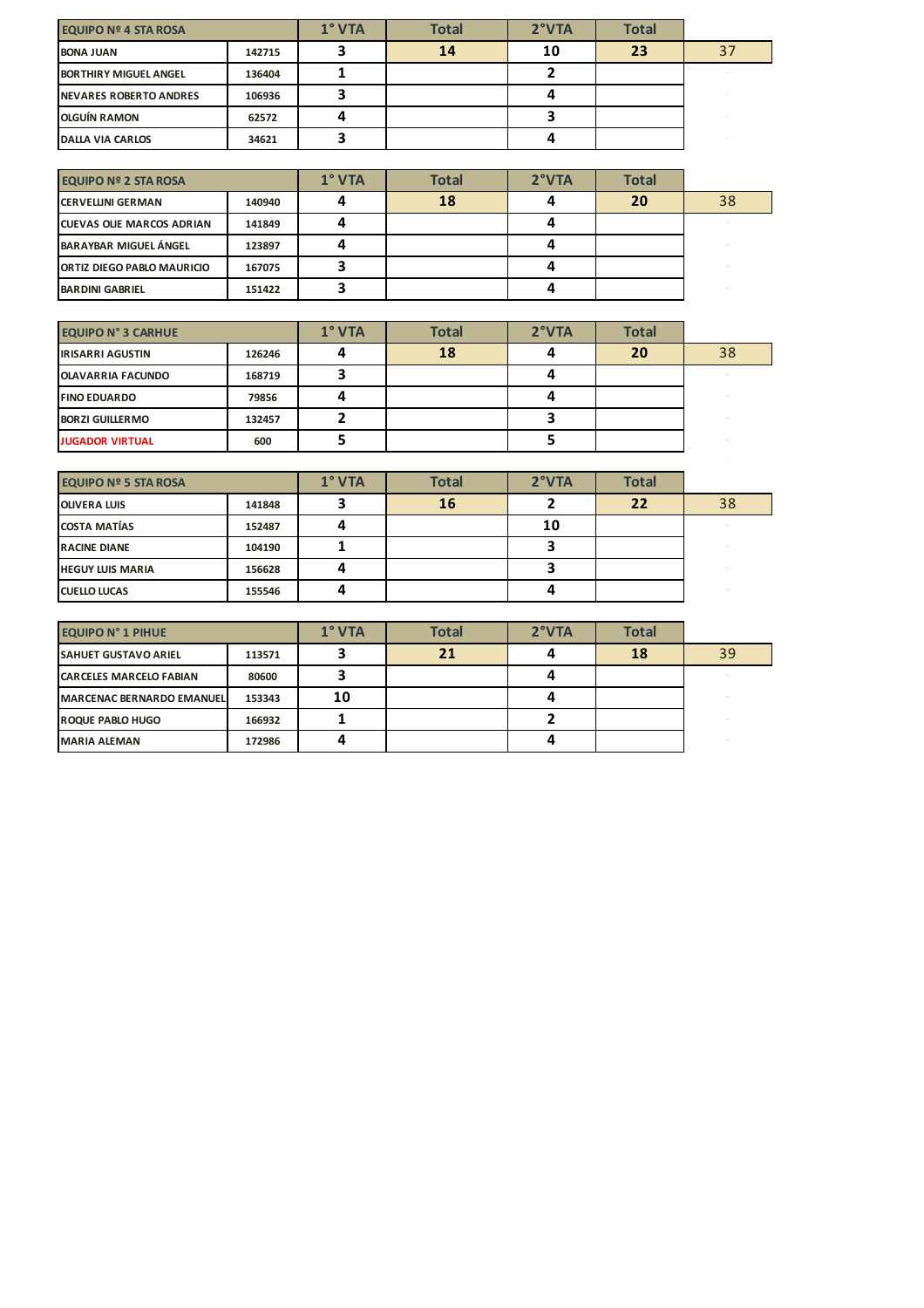| EQUIPO Nº 4 STA ROSA | | 1° VTA | Total | 2°VTA | Total | |
|---|---|---|---|---|---|---|
| BONA JUAN | 142715 | 3 | 14 | 10 | 23 | 37 |
| BORTHIRY MIGUEL ANGEL | 136404 | 1 | | 2 | | |
| NEVARES ROBERTO ANDRES | 106936 | 3 | | 4 | | |
| OLGUÍN RAMON | 62572 | 4 | | 3 | | |
| DALLA VIA CARLOS | 34621 | 3 | | 4 | | |

| EQUIPO Nº 2 STA ROSA | | 1° VTA | Total | 2°VTA | Total | |
|---|---|---|---|---|---|---|
| CERVELLINI GERMAN | 140940 | 4 | 18 | 4 | 20 | 38 |
| CUEVAS OLIE MARCOS ADRIAN | 141849 | 4 | | 4 | | |
| BARAYBAR MIGUEL ÁNGEL | 123897 | 4 | | 4 | | |
| ORTIZ DIEGO PABLO MAURICIO | 167075 | 3 | | 4 | | |
| BARDINI GABRIEL | 151422 | 3 | | 4 | | |

| EQUIPO N° 3 CARHUE | | 1° VTA | Total | 2°VTA | Total | |
|---|---|---|---|---|---|---|
| IRISARRI AGUSTIN | 126246 | 4 | 18 | 4 | 20 | 38 |
| OLAVARRIA FACUNDO | 168719 | 3 | | 4 | | |
| FINO EDUARDO | 79856 | 4 | | 4 | | |
| BORZI GUILLERMO | 132457 | 2 | | 3 | | |
| JUGADOR VIRTUAL | 600 | 5 | | 5 | | |

| EQUIPO Nº 5 STA ROSA | | 1° VTA | Total | 2°VTA | Total | |
|---|---|---|---|---|---|---|
| OLIVERA LUIS | 141848 | 3 | 16 | 2 | 22 | 38 |
| COSTA MATÍAS | 152487 | 4 | | 10 | | |
| RACINE DIANE | 104190 | 1 | | 3 | | |
| HEGUY LUIS MARIA | 156628 | 4 | | 3 | | |
| CUELLO LUCAS | 155546 | 4 | | 4 | | |

| EQUIPO N° 1 PIHUE | | 1° VTA | Total | 2°VTA | Total | |
|---|---|---|---|---|---|---|
| SAHUET GUSTAVO ARIEL | 113571 | 3 | 21 | 4 | 18 | 39 |
| CARCELES MARCELO FABIAN | 80600 | 3 | | 4 | | |
| MARCENAC BERNARDO EMANUEL | 153343 | 10 | | 4 | | |
| ROQUE PABLO HUGO | 166932 | 1 | | 2 | | |
| MARIA ALEMAN | 172986 | 4 | | 4 | | |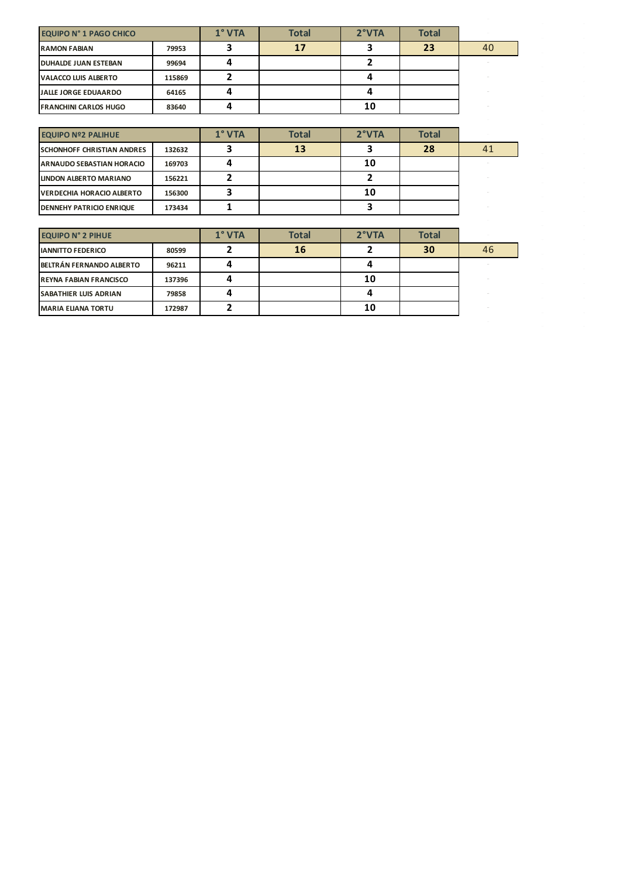| EQUIPO N° 1 PAGO CHICO | | 1° VTA | Total | 2°VTA | Total | |
|---|---|---|---|---|---|---|
| RAMON FABIAN | 79953 | 3 | 17 | 3 | 23 | 40 |
| DUHALDE JUAN ESTEBAN | 99694 | 4 | | 2 | | |
| VALACCO LUIS ALBERTO | 115869 | 2 | | 4 | | |
| JALLE JORGE EDUAARDO | 64165 | 4 | | 4 | | |
| FRANCHINI CARLOS HUGO | 83640 | 4 | | 10 | | |

| EQUIPO Nº2 PALIHUE | | 1° VTA | Total | 2°VTA | Total | |
|---|---|---|---|---|---|---|
| SCHONHOFF CHRISTIAN ANDRES | 132632 | 3 | 13 | 3 | 28 | 41 |
| ARNAUDO SEBASTIAN HORACIO | 169703 | 4 | | 10 | | |
| LINDON ALBERTO MARIANO | 156221 | 2 | | 2 | | |
| VERDECHIA HORACIO ALBERTO | 156300 | 3 | | 10 | | |
| DENNEHY PATRICIO ENRIQUE | 173434 | 1 | | 3 | | |

| EQUIPO N° 2 PIHUE | | 1° VTA | Total | 2°VTA | Total | |
|---|---|---|---|---|---|---|
| IANNITTO FEDERICO | 80599 | 2 | 16 | 2 | 30 | 46 |
| BELTRÁN FERNANDO ALBERTO | 96211 | 4 | | 4 | | |
| REYNA FABIAN FRANCISCO | 137396 | 4 | | 10 | | |
| SABATHIER LUIS ADRIAN | 79858 | 4 | | 4 | | |
| MARIA ELIANA TORTU | 172987 | 2 | | 10 | | |